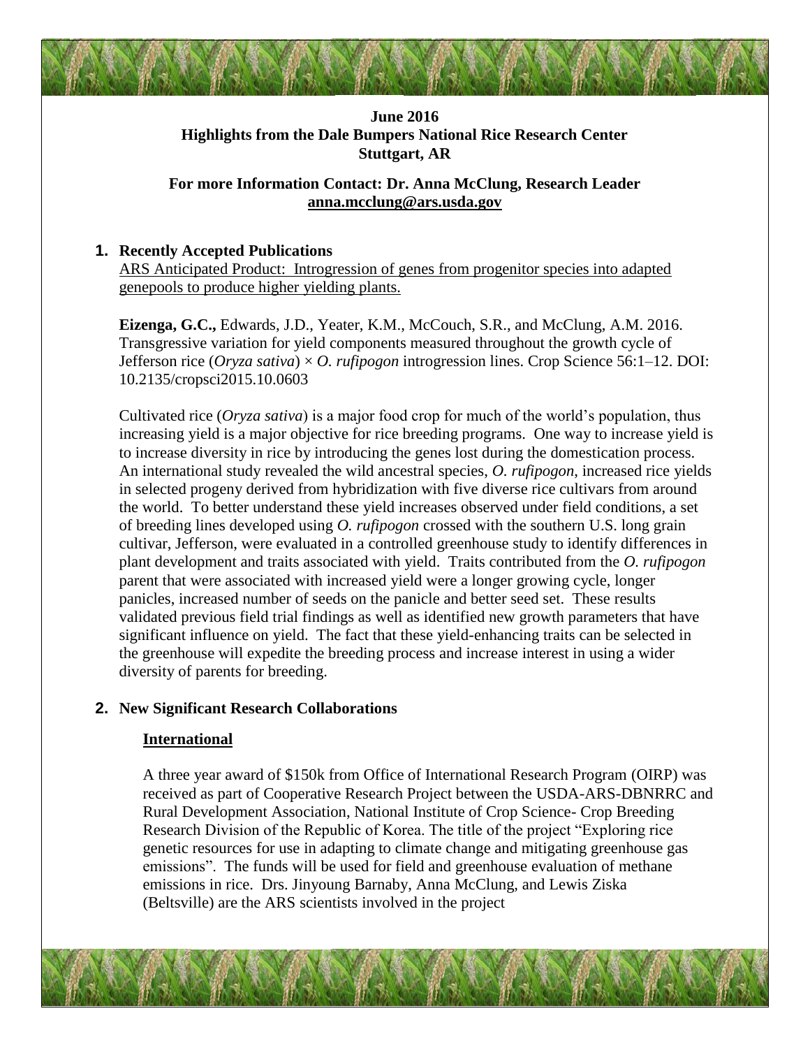**June 2016**
**Highlights from the Dale Bumpers National Rice Research Center**
**Stuttgart, AR**

**For more Information Contact: Dr. Anna McClung, Research Leader**
**anna.mcclung@ars.usda.gov**

## 1. Recently Accepted Publications

ARS Anticipated Product: Introgression of genes from progenitor species into adapted genepools to produce higher yielding plants.

**Eizenga, G.C.,** Edwards, J.D., Yeater, K.M., McCouch, S.R., and McClung, A.M. 2016. Transgressive variation for yield components measured throughout the growth cycle of Jefferson rice (*Oryza sativa*) × *O. rufipogon* introgression lines. Crop Science 56:1–12. DOI: 10.2135/cropsci2015.10.0603

Cultivated rice (*Oryza sativa*) is a major food crop for much of the world's population, thus increasing yield is a major objective for rice breeding programs. One way to increase yield is to increase diversity in rice by introducing the genes lost during the domestication process. An international study revealed the wild ancestral species, *O. rufipogon*, increased rice yields in selected progeny derived from hybridization with five diverse rice cultivars from around the world. To better understand these yield increases observed under field conditions, a set of breeding lines developed using *O. rufipogon* crossed with the southern U.S. long grain cultivar, Jefferson, were evaluated in a controlled greenhouse study to identify differences in plant development and traits associated with yield. Traits contributed from the *O. rufipogon* parent that were associated with increased yield were a longer growing cycle, longer panicles, increased number of seeds on the panicle and better seed set. These results validated previous field trial findings as well as identified new growth parameters that have significant influence on yield. The fact that these yield-enhancing traits can be selected in the greenhouse will expedite the breeding process and increase interest in using a wider diversity of parents for breeding.

## 2. New Significant Research Collaborations

### International

A three year award of $150k from Office of International Research Program (OIRP) was received as part of Cooperative Research Project between the USDA-ARS-DBNRRC and Rural Development Association, National Institute of Crop Science- Crop Breeding Research Division of the Republic of Korea. The title of the project "Exploring rice genetic resources for use in adapting to climate change and mitigating greenhouse gas emissions". The funds will be used for field and greenhouse evaluation of methane emissions in rice. Drs. Jinyoung Barnaby, Anna McClung, and Lewis Ziska (Beltsville) are the ARS scientists involved in the project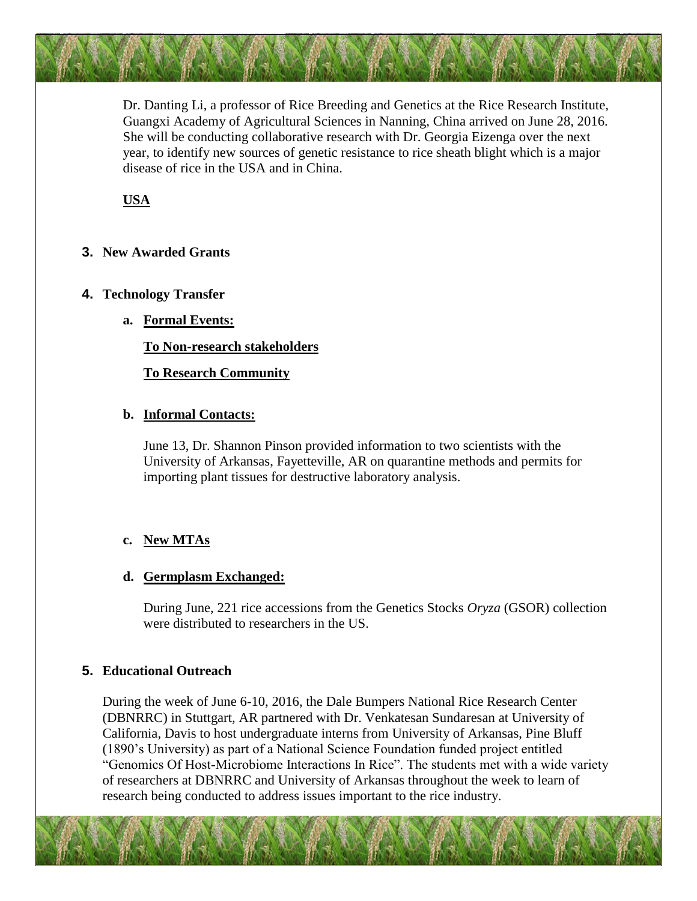Dr. Danting Li, a professor of Rice Breeding and Genetics at the Rice Research Institute, Guangxi Academy of Agricultural Sciences in Nanning, China arrived on June 28, 2016. She will be conducting collaborative research with Dr. Georgia Eizenga over the next year, to identify new sources of genetic resistance to rice sheath blight which is a major disease of rice in the USA and in China.

**USA**

## 3. New Awarded Grants

## 4. Technology Transfer

### a. Formal Events:

**To Non-research stakeholders**

**To Research Community**

### b. Informal Contacts:

June 13, Dr. Shannon Pinson provided information to two scientists with the University of Arkansas, Fayetteville, AR on quarantine methods and permits for importing plant tissues for destructive laboratory analysis.

### c. New MTAs

### d. Germplasm Exchanged:

During June, 221 rice accessions from the Genetics Stocks *Oryza* (GSOR) collection were distributed to researchers in the US.

## 5. Educational Outreach

During the week of June 6-10, 2016, the Dale Bumpers National Rice Research Center (DBNRRC) in Stuttgart, AR partnered with Dr. Venkatesan Sundaresan at University of California, Davis to host undergraduate interns from University of Arkansas, Pine Bluff (1890's University) as part of a National Science Foundation funded project entitled "Genomics Of Host-Microbiome Interactions In Rice". The students met with a wide variety of researchers at DBNRRC and University of Arkansas throughout the week to learn of research being conducted to address issues important to the rice industry.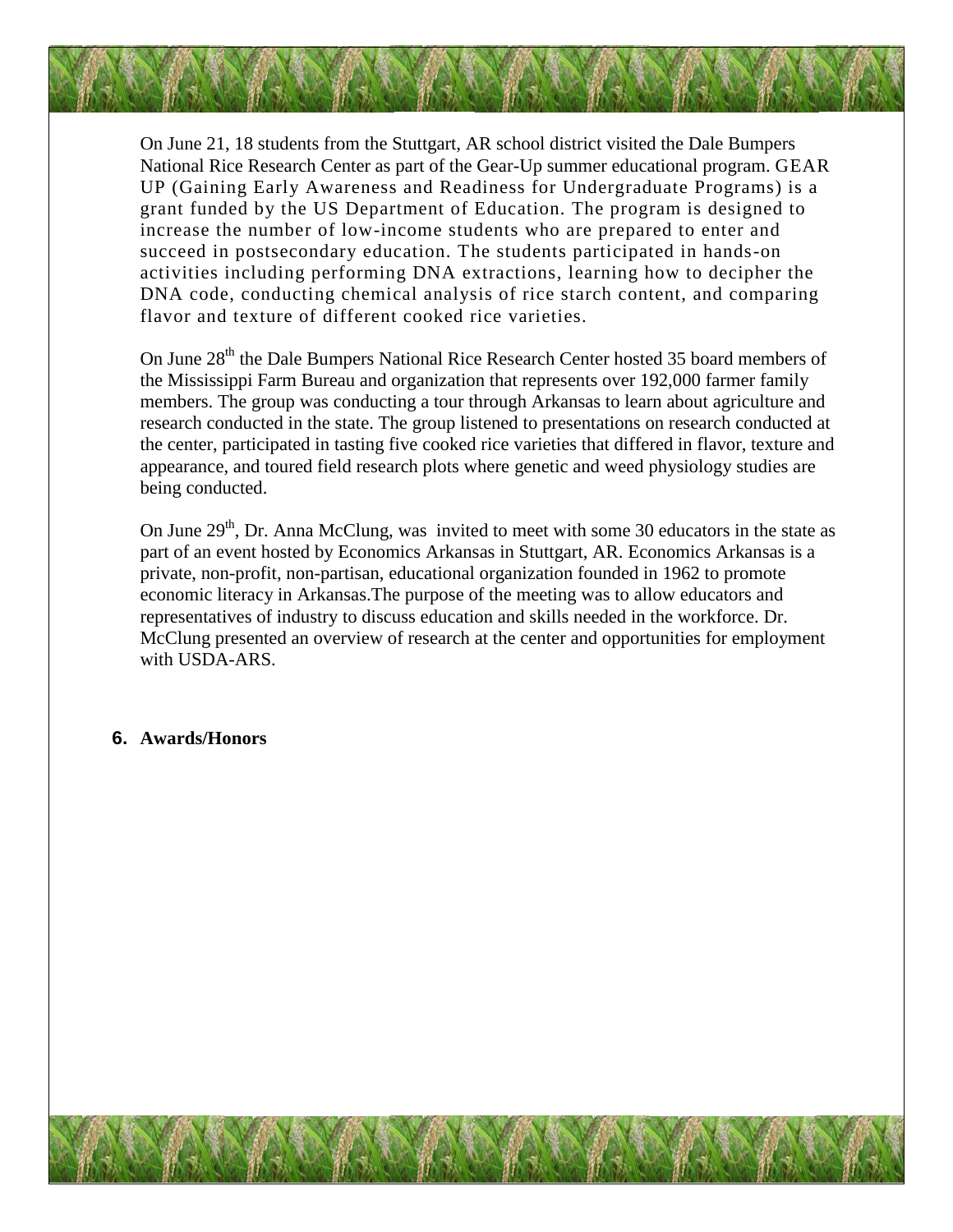On June 21, 18 students from the Stuttgart, AR school district visited the Dale Bumpers National Rice Research Center as part of the Gear-Up summer educational program. GEAR UP (Gaining Early Awareness and Readiness for Undergraduate Programs) is a grant funded by the US Department of Education. The program is designed to increase the number of low-income students who are prepared to enter and succeed in postsecondary education. The students participated in hands-on activities including performing DNA extractions, learning how to decipher the DNA code, conducting chemical analysis of rice starch content, and comparing flavor and texture of different cooked rice varieties.

On June 28th the Dale Bumpers National Rice Research Center hosted 35 board members of the Mississippi Farm Bureau and organization that represents over 192,000 farmer family members. The group was conducting a tour through Arkansas to learn about agriculture and research conducted in the state. The group listened to presentations on research conducted at the center, participated in tasting five cooked rice varieties that differed in flavor, texture and appearance, and toured field research plots where genetic and weed physiology studies are being conducted.

On June 29th, Dr. Anna McClung, was invited to meet with some 30 educators in the state as part of an event hosted by Economics Arkansas in Stuttgart, AR. Economics Arkansas is a private, non-profit, non-partisan, educational organization founded in 1962 to promote economic literacy in Arkansas.The purpose of the meeting was to allow educators and representatives of industry to discuss education and skills needed in the workforce. Dr. McClung presented an overview of research at the center and opportunities for employment with USDA-ARS.

## 6. Awards/Honors